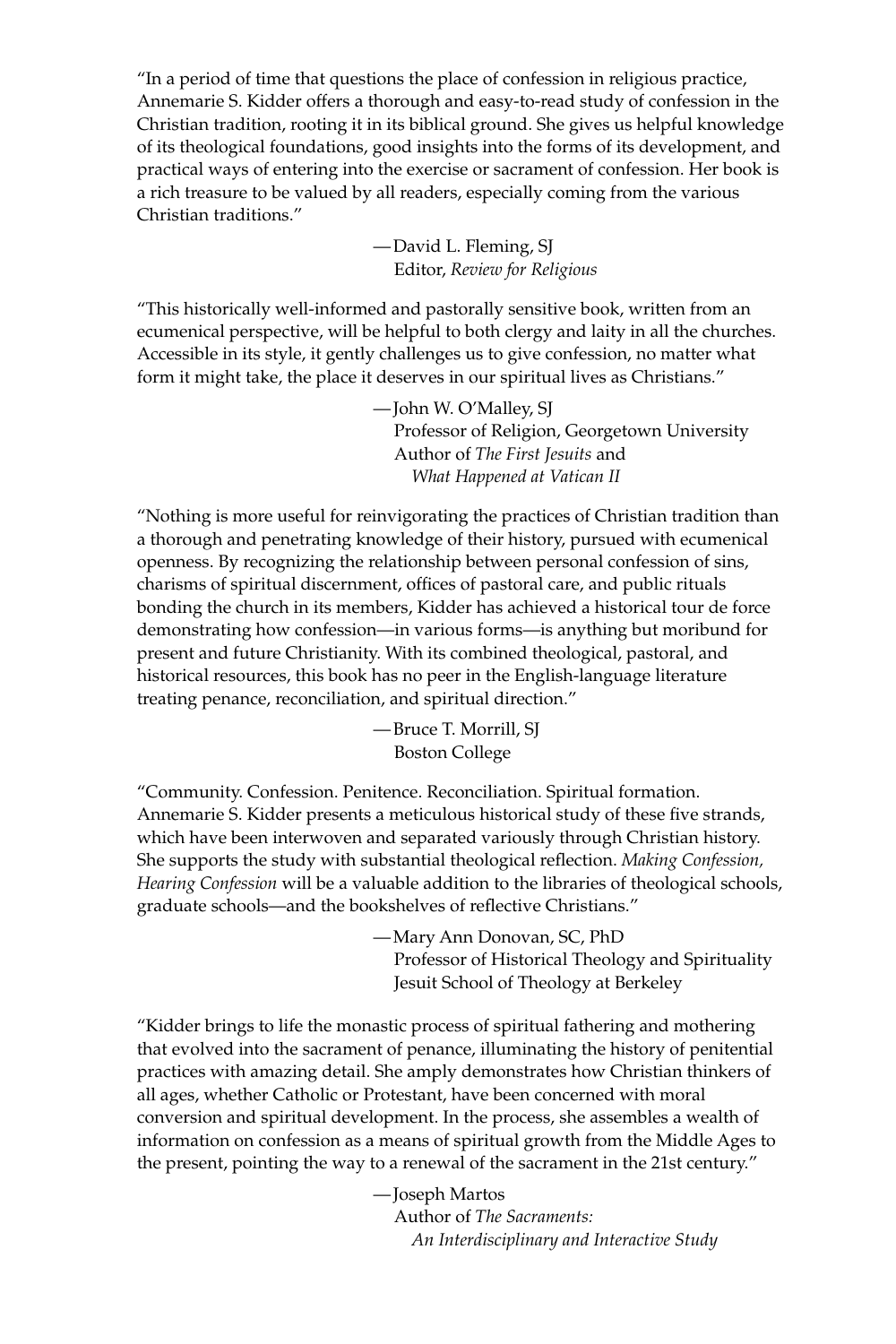"In a period of time that questions the place of confession in religious practice, Annemarie S. Kidder offers a thorough and easy-to-read study of confession in the Christian tradition, rooting it in its biblical ground. She gives us helpful knowledge of its theological foundations, good insights into the forms of its development, and practical ways of entering into the exercise or sacrament of confession. Her book is a rich treasure to be valued by all readers, especially coming from the various Christian traditions."

—David L. Fleming, SJ
Editor, *Review for Religious*

"This historically well-informed and pastorally sensitive book, written from an ecumenical perspective, will be helpful to both clergy and laity in all the churches. Accessible in its style, it gently challenges us to give confession, no matter what form it might take, the place it deserves in our spiritual lives as Christians."

—John W. O'Malley, SJ
Professor of Religion, Georgetown University
Author of *The First Jesuits* and *What Happened at Vatican II*

"Nothing is more useful for reinvigorating the practices of Christian tradition than a thorough and penetrating knowledge of their history, pursued with ecumenical openness. By recognizing the relationship between personal confession of sins, charisms of spiritual discernment, offices of pastoral care, and public rituals bonding the church in its members, Kidder has achieved a historical tour de force demonstrating how confession—in various forms—is anything but moribund for present and future Christianity. With its combined theological, pastoral, and historical resources, this book has no peer in the English-language literature treating penance, reconciliation, and spiritual direction."

—Bruce T. Morrill, SJ
Boston College

"Community. Confession. Penitence. Reconciliation. Spiritual formation. Annemarie S. Kidder presents a meticulous historical study of these five strands, which have been interwoven and separated variously through Christian history. She supports the study with substantial theological reflection. *Making Confession, Hearing Confession* will be a valuable addition to the libraries of theological schools, graduate schools—and the bookshelves of reflective Christians."

—Mary Ann Donovan, SC, PhD
Professor of Historical Theology and Spirituality
Jesuit School of Theology at Berkeley

"Kidder brings to life the monastic process of spiritual fathering and mothering that evolved into the sacrament of penance, illuminating the history of penitential practices with amazing detail. She amply demonstrates how Christian thinkers of all ages, whether Catholic or Protestant, have been concerned with moral conversion and spiritual development. In the process, she assembles a wealth of information on confession as a means of spiritual growth from the Middle Ages to the present, pointing the way to a renewal of the sacrament in the 21st century."

—Joseph Martos
Author of *The Sacraments: An Interdisciplinary and Interactive Study*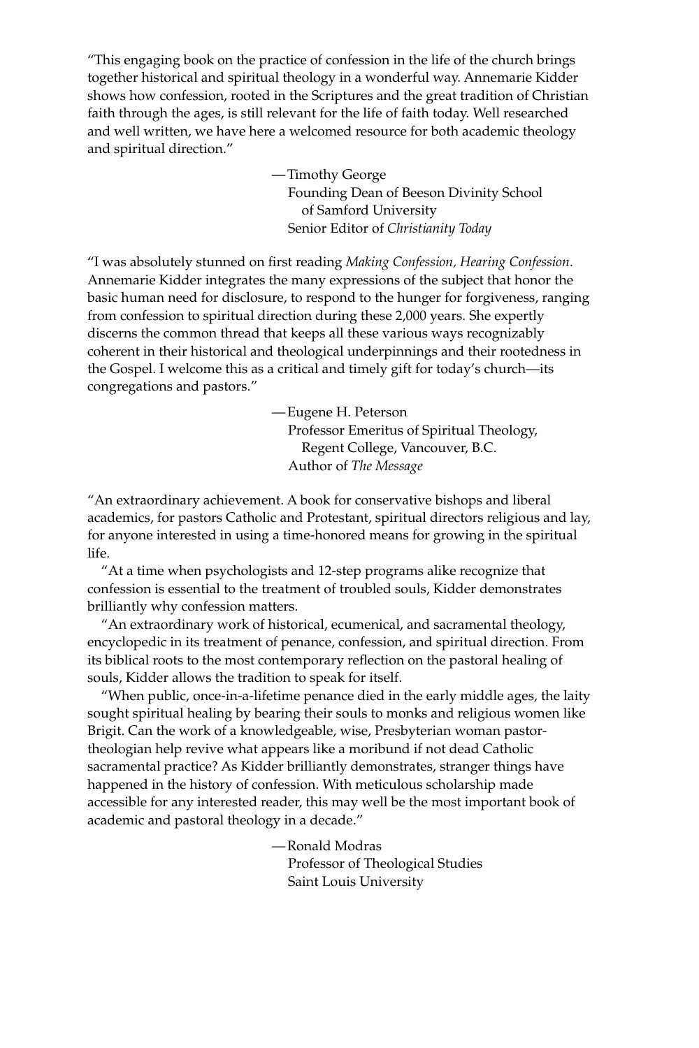"This engaging book on the practice of confession in the life of the church brings together historical and spiritual theology in a wonderful way. Annemarie Kidder shows how confession, rooted in the Scriptures and the great tradition of Christian faith through the ages, is still relevant for the life of faith today. Well researched and well written, we have here a welcomed resource for both academic theology and spiritual direction."

—Timothy George  
Founding Dean of Beeson Divinity School of Samford University  
Senior Editor of *Christianity Today*

"I was absolutely stunned on first reading *Making Confession, Hearing Confession*. Annemarie Kidder integrates the many expressions of the subject that honor the basic human need for disclosure, to respond to the hunger for forgiveness, ranging from confession to spiritual direction during these 2,000 years. She expertly discerns the common thread that keeps all these various ways recognizably coherent in their historical and theological underpinnings and their rootedness in the Gospel. I welcome this as a critical and timely gift for today's church—its congregations and pastors."

—Eugene H. Peterson  
Professor Emeritus of Spiritual Theology, Regent College, Vancouver, B.C.  
Author of *The Message*

"An extraordinary achievement. A book for conservative bishops and liberal academics, for pastors Catholic and Protestant, spiritual directors religious and lay, for anyone interested in using a time-honored means for growing in the spiritual life.

"At a time when psychologists and 12-step programs alike recognize that confession is essential to the treatment of troubled souls, Kidder demonstrates brilliantly why confession matters.

"An extraordinary work of historical, ecumenical, and sacramental theology, encyclopedic in its treatment of penance, confession, and spiritual direction. From its biblical roots to the most contemporary reflection on the pastoral healing of souls, Kidder allows the tradition to speak for itself.

"When public, once-in-a-lifetime penance died in the early middle ages, the laity sought spiritual healing by bearing their souls to monks and religious women like Brigit. Can the work of a knowledgeable, wise, Presbyterian woman pastor-theologian help revive what appears like a moribund if not dead Catholic sacramental practice? As Kidder brilliantly demonstrates, stranger things have happened in the history of confession. With meticulous scholarship made accessible for any interested reader, this may well be the most important book of academic and pastoral theology in a decade."

—Ronald Modras  
Professor of Theological Studies  
Saint Louis University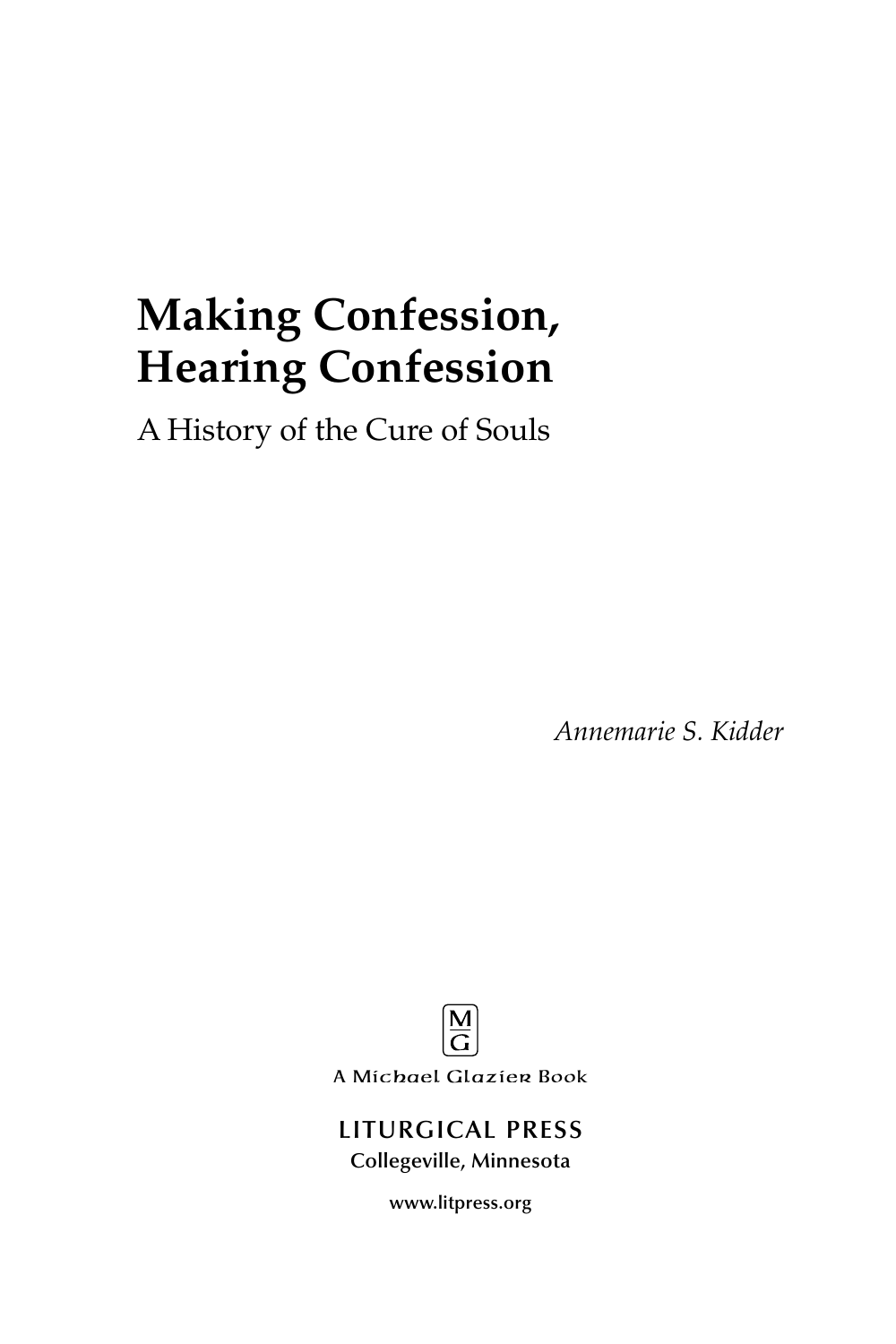# Making Confession, Hearing Confession

A History of the Cure of Souls

*Annemarie S. Kidder*

M
G

A Michael Glazier Book

LITURGICAL PRESS
Collegeville, Minnesota

www.litpress.org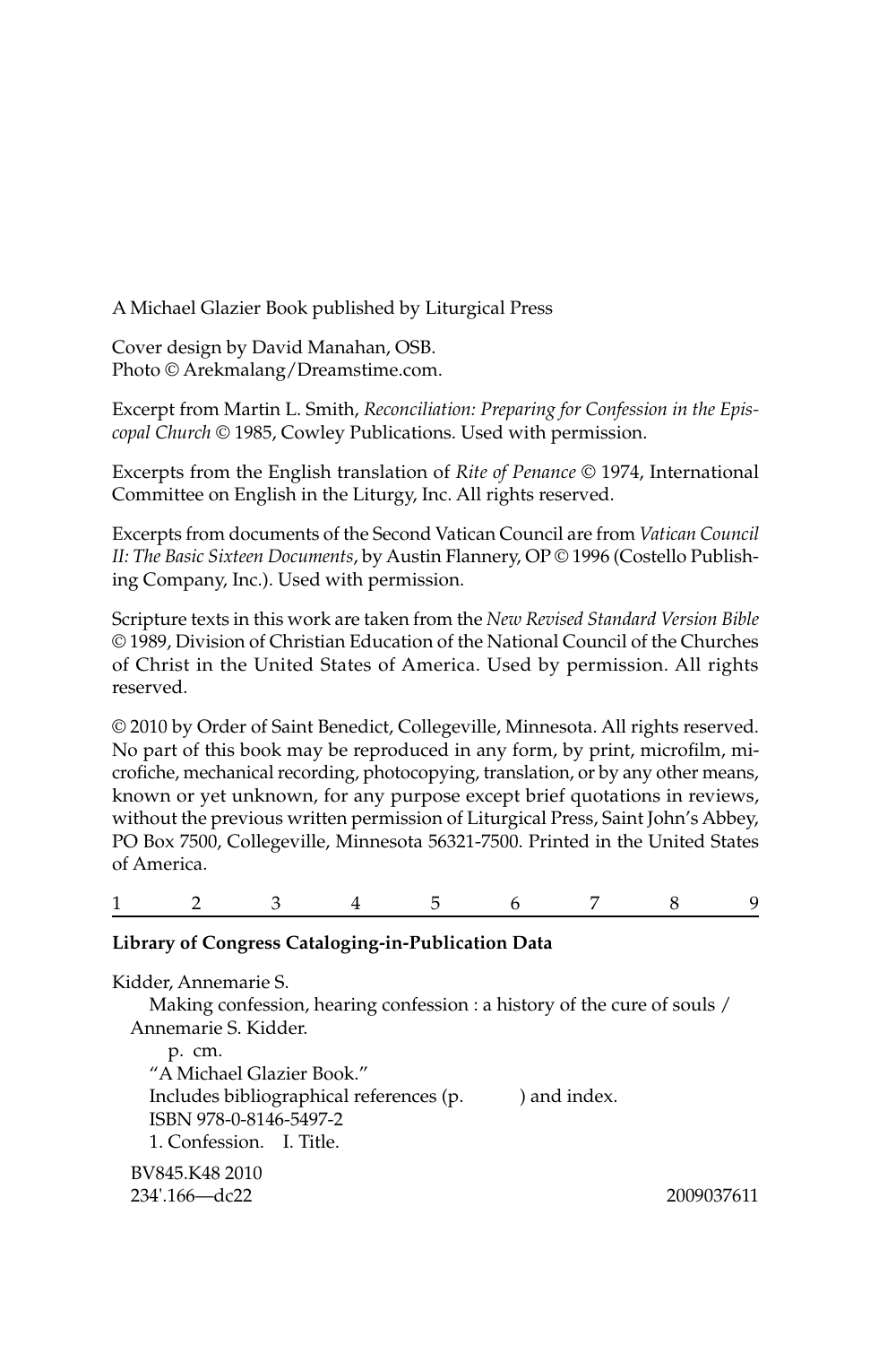A Michael Glazier Book published by Liturgical Press

Cover design by David Manahan, OSB.
Photo © Arekmalang/Dreamstime.com.

Excerpt from Martin L. Smith, *Reconciliation: Preparing for Confession in the Episcopal Church* © 1985, Cowley Publications. Used with permission.

Excerpts from the English translation of *Rite of Penance* © 1974, International Committee on English in the Liturgy, Inc. All rights reserved.

Excerpts from documents of the Second Vatican Council are from *Vatican Council II: The Basic Sixteen Documents*, by Austin Flannery, OP © 1996 (Costello Publishing Company, Inc.). Used with permission.

Scripture texts in this work are taken from the *New Revised Standard Version Bible* © 1989, Division of Christian Education of the National Council of the Churches of Christ in the United States of America. Used by permission. All rights reserved.

© 2010 by Order of Saint Benedict, Collegeville, Minnesota. All rights reserved. No part of this book may be reproduced in any form, by print, microfilm, microfiche, mechanical recording, photocopying, translation, or by any other means, known or yet unknown, for any purpose except brief quotations in reviews, without the previous written permission of Liturgical Press, Saint John's Abbey, PO Box 7500, Collegeville, Minnesota 56321-7500. Printed in the United States of America.

1 2 3 4 5 6 7 8 9

**Library of Congress Cataloging-in-Publication Data**

Kidder, Annemarie S.
Making confession, hearing confession : a history of the cure of souls / Annemarie S. Kidder.
p. cm.
"A Michael Glazier Book."
Includes bibliographical references (p. ) and index.
ISBN 978-0-8146-5497-2
1. Confession. I. Title.

BV845.K48 2010
234'.166—dc22 2009037611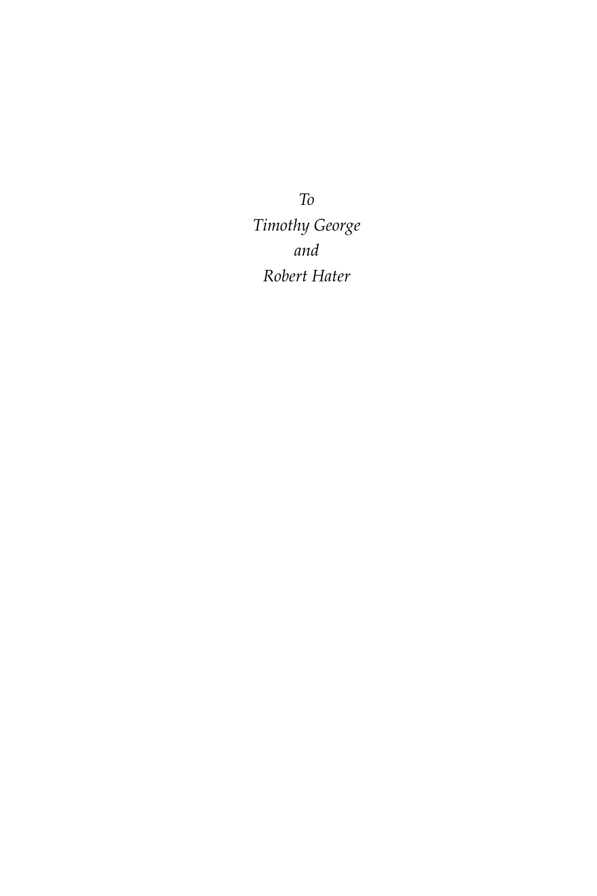*To*

*Timothy George*

*and*

*Robert Hater*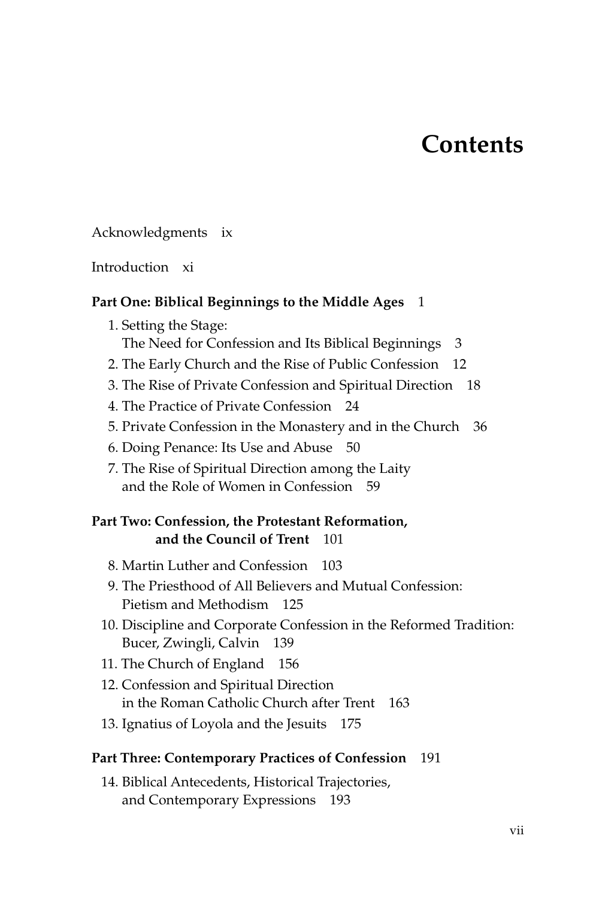# Contents

Acknowledgments ix

Introduction xi

**Part One: Biblical Beginnings to the Middle Ages** 1

1. Setting the Stage: The Need for Confession and Its Biblical Beginnings 3
2. The Early Church and the Rise of Public Confession 12
3. The Rise of Private Confession and Spiritual Direction 18
4. The Practice of Private Confession 24
5. Private Confession in the Monastery and in the Church 36
6. Doing Penance: Its Use and Abuse 50
7. The Rise of Spiritual Direction among the Laity and the Role of Women in Confession 59

**Part Two: Confession, the Protestant Reformation, and the Council of Trent** 101

8. Martin Luther and Confession 103
9. The Priesthood of All Believers and Mutual Confession: Pietism and Methodism 125
10. Discipline and Corporate Confession in the Reformed Tradition: Bucer, Zwingli, Calvin 139
11. The Church of England 156
12. Confession and Spiritual Direction in the Roman Catholic Church after Trent 163
13. Ignatius of Loyola and the Jesuits 175

**Part Three: Contemporary Practices of Confession** 191

14. Biblical Antecedents, Historical Trajectories, and Contemporary Expressions 193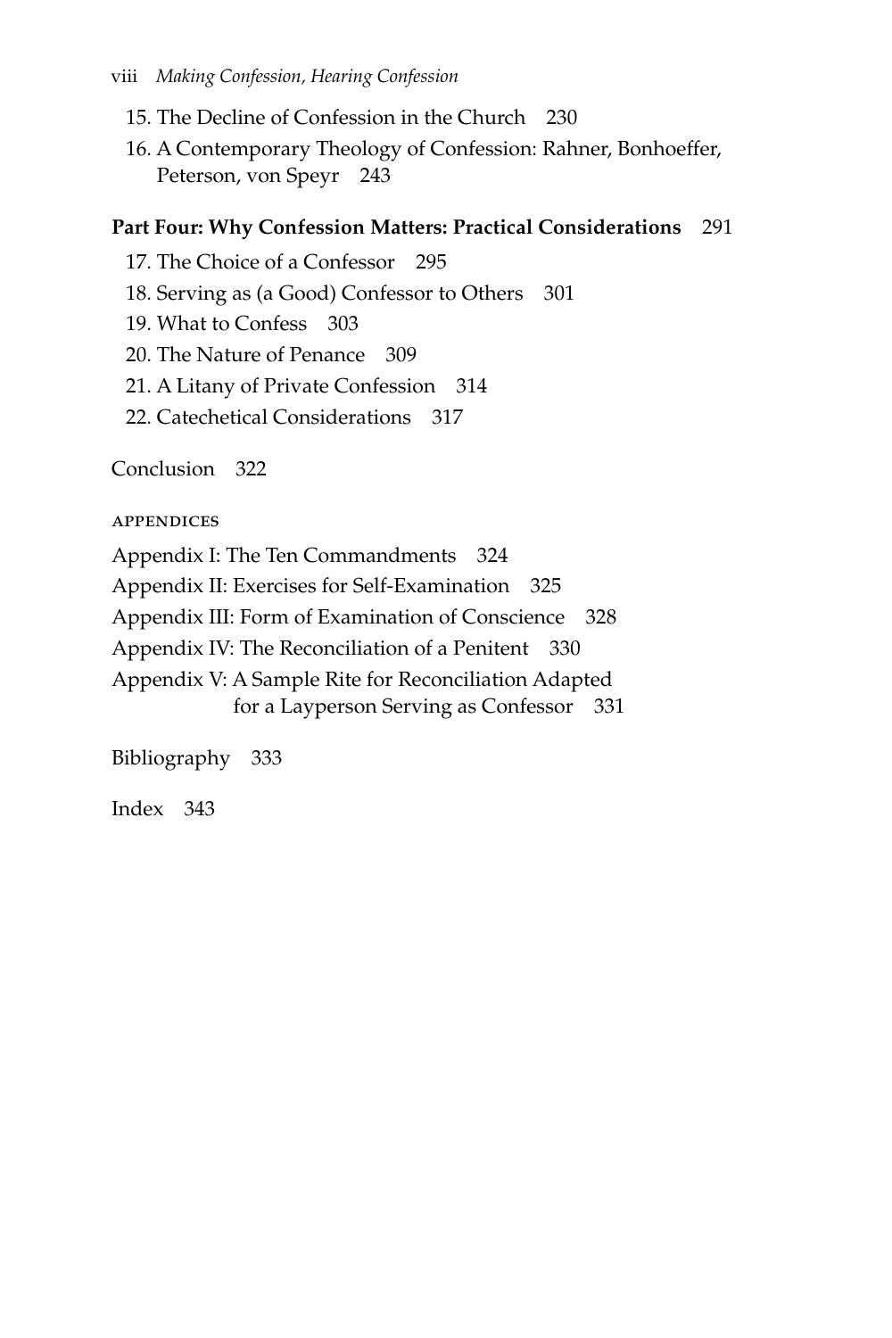15. The Decline of Confession in the Church 230
16. A Contemporary Theology of Confession: Rahner, Bonhoeffer, Peterson, von Speyr 243

**Part Four: Why Confession Matters: Practical Considerations** 291

17. The Choice of a Confessor 295
18. Serving as (a Good) Confessor to Others 301
19. What to Confess 303
20. The Nature of Penance 309
21. A Litany of Private Confession 314
22. Catechetical Considerations 317

Conclusion 322

APPENDICES

Appendix I: The Ten Commandments 324
Appendix II: Exercises for Self-Examination 325
Appendix III: Form of Examination of Conscience 328
Appendix IV: The Reconciliation of a Penitent 330
Appendix V: A Sample Rite for Reconciliation Adapted for a Layperson Serving as Confessor 331

Bibliography 333

Index 343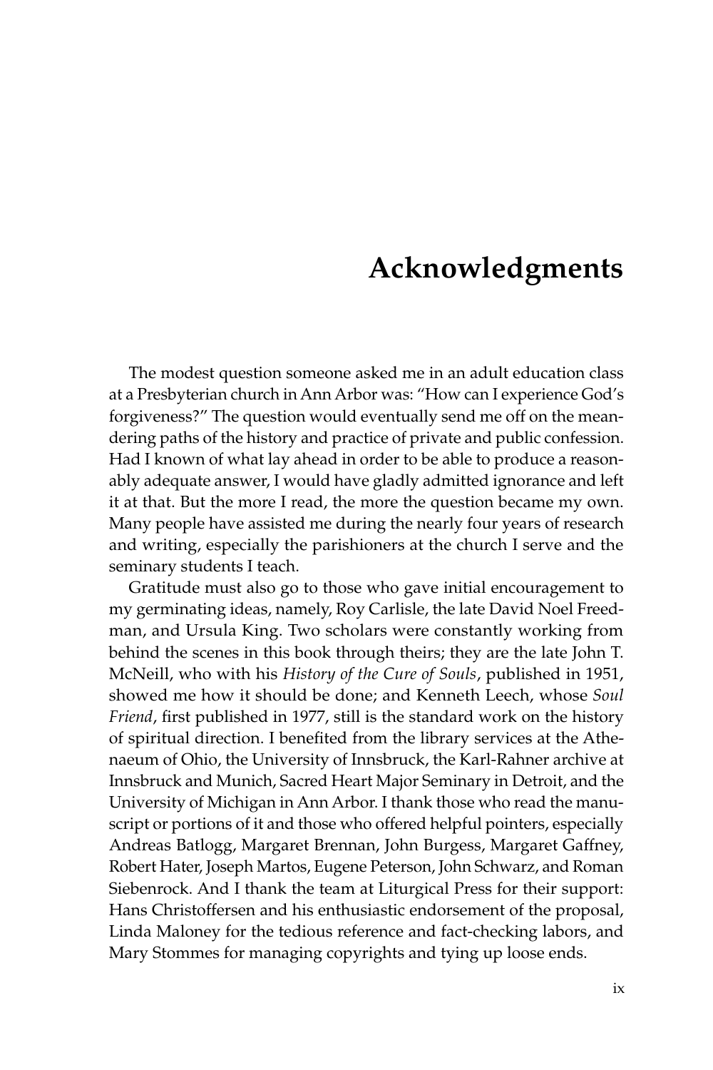# Acknowledgments

The modest question someone asked me in an adult education class at a Presbyterian church in Ann Arbor was: "How can I experience God's forgiveness?" The question would eventually send me off on the meandering paths of the history and practice of private and public confession. Had I known of what lay ahead in order to be able to produce a reasonably adequate answer, I would have gladly admitted ignorance and left it at that. But the more I read, the more the question became my own. Many people have assisted me during the nearly four years of research and writing, especially the parishioners at the church I serve and the seminary students I teach.

Gratitude must also go to those who gave initial encouragement to my germinating ideas, namely, Roy Carlisle, the late David Noel Freedman, and Ursula King. Two scholars were constantly working from behind the scenes in this book through theirs; they are the late John T. McNeill, who with his *History of the Cure of Souls*, published in 1951, showed me how it should be done; and Kenneth Leech, whose *Soul Friend*, first published in 1977, still is the standard work on the history of spiritual direction. I benefited from the library services at the Athenaeum of Ohio, the University of Innsbruck, the Karl-Rahner archive at Innsbruck and Munich, Sacred Heart Major Seminary in Detroit, and the University of Michigan in Ann Arbor. I thank those who read the manuscript or portions of it and those who offered helpful pointers, especially Andreas Batlogg, Margaret Brennan, John Burgess, Margaret Gaffney, Robert Hater, Joseph Martos, Eugene Peterson, John Schwarz, and Roman Siebenrock. And I thank the team at Liturgical Press for their support: Hans Christoffersen and his enthusiastic endorsement of the proposal, Linda Maloney for the tedious reference and fact-checking labors, and Mary Stommes for managing copyrights and tying up loose ends.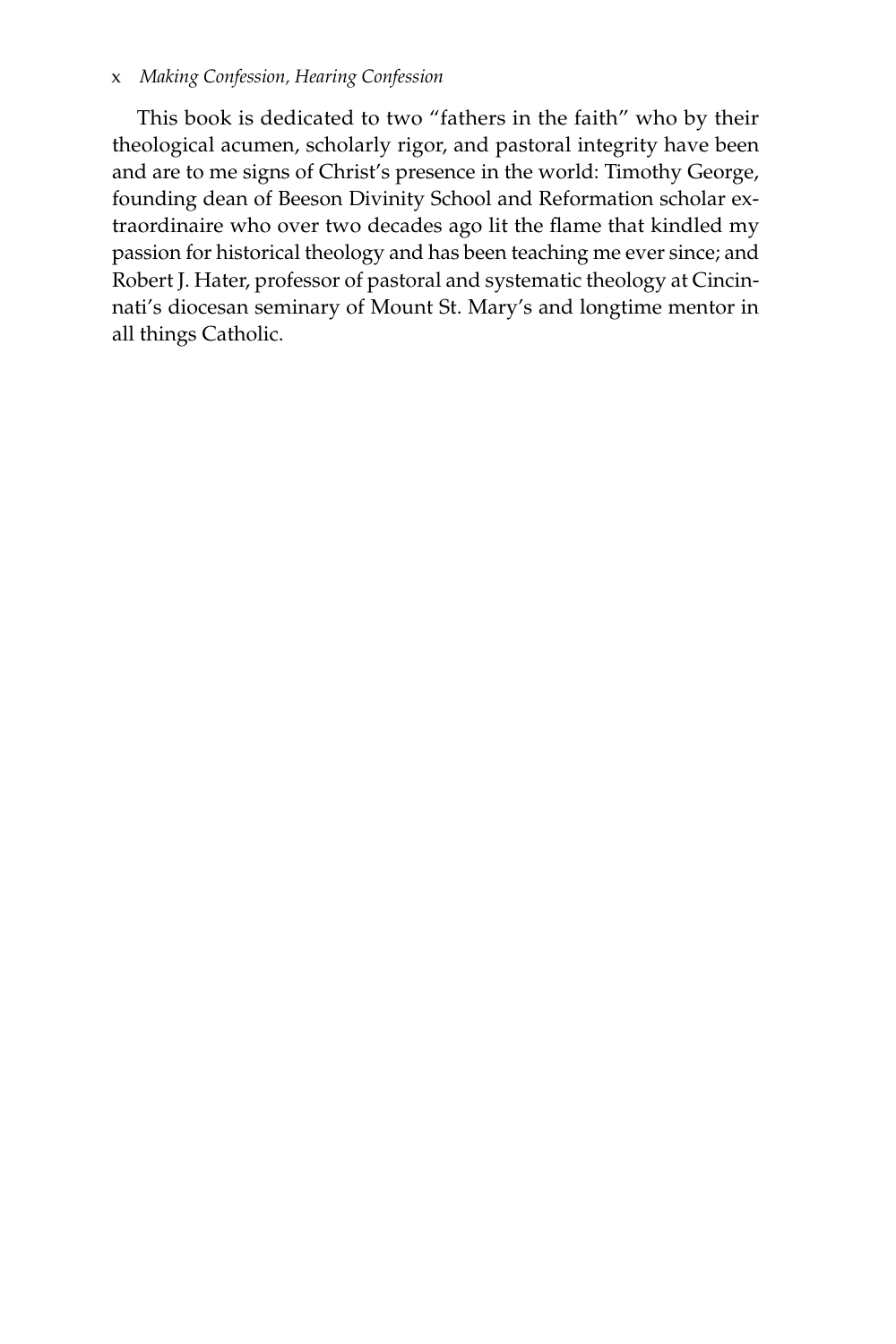This book is dedicated to two "fathers in the faith" who by their theological acumen, scholarly rigor, and pastoral integrity have been and are to me signs of Christ's presence in the world: Timothy George, founding dean of Beeson Divinity School and Reformation scholar extraordinaire who over two decades ago lit the flame that kindled my passion for historical theology and has been teaching me ever since; and Robert J. Hater, professor of pastoral and systematic theology at Cincinnati's diocesan seminary of Mount St. Mary's and longtime mentor in all things Catholic.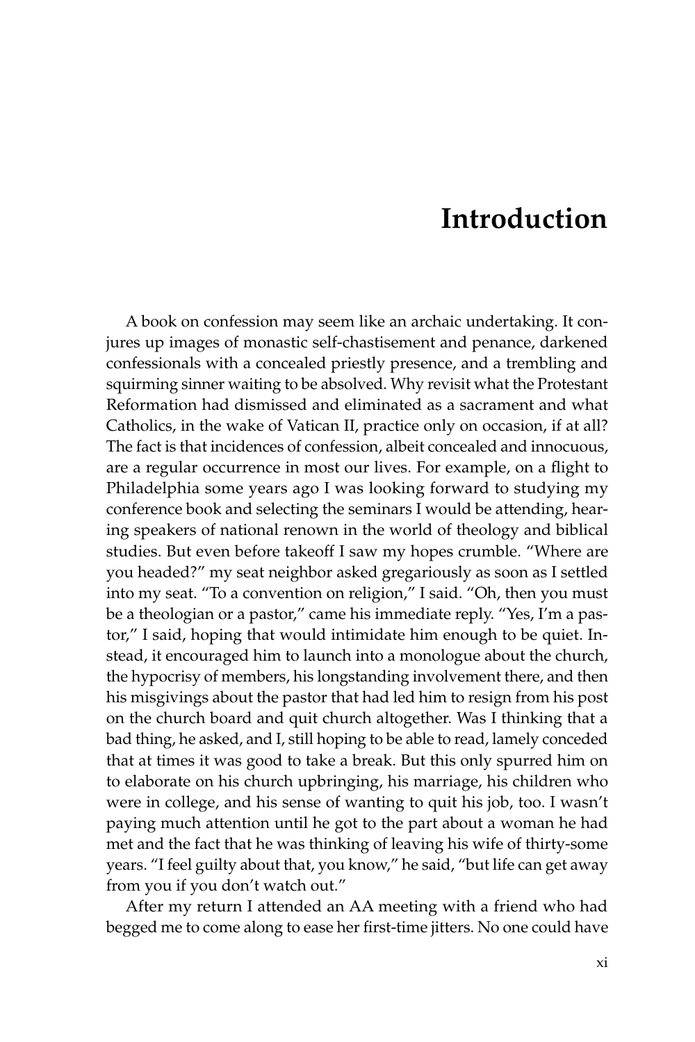# Introduction

A book on confession may seem like an archaic undertaking. It conjures up images of monastic self-chastisement and penance, darkened confessionals with a concealed priestly presence, and a trembling and squirming sinner waiting to be absolved. Why revisit what the Protestant Reformation had dismissed and eliminated as a sacrament and what Catholics, in the wake of Vatican II, practice only on occasion, if at all? The fact is that incidences of confession, albeit concealed and innocuous, are a regular occurrence in most our lives. For example, on a flight to Philadelphia some years ago I was looking forward to studying my conference book and selecting the seminars I would be attending, hearing speakers of national renown in the world of theology and biblical studies. But even before takeoff I saw my hopes crumble. "Where are you headed?" my seat neighbor asked gregariously as soon as I settled into my seat. "To a convention on religion," I said. "Oh, then you must be a theologian or a pastor," came his immediate reply. "Yes, I'm a pastor," I said, hoping that would intimidate him enough to be quiet. Instead, it encouraged him to launch into a monologue about the church, the hypocrisy of members, his longstanding involvement there, and then his misgivings about the pastor that had led him to resign from his post on the church board and quit church altogether. Was I thinking that a bad thing, he asked, and I, still hoping to be able to read, lamely conceded that at times it was good to take a break. But this only spurred him on to elaborate on his church upbringing, his marriage, his children who were in college, and his sense of wanting to quit his job, too. I wasn't paying much attention until he got to the part about a woman he had met and the fact that he was thinking of leaving his wife of thirty-some years. "I feel guilty about that, you know," he said, "but life can get away from you if you don't watch out."

After my return I attended an AA meeting with a friend who had begged me to come along to ease her first-time jitters. No one could have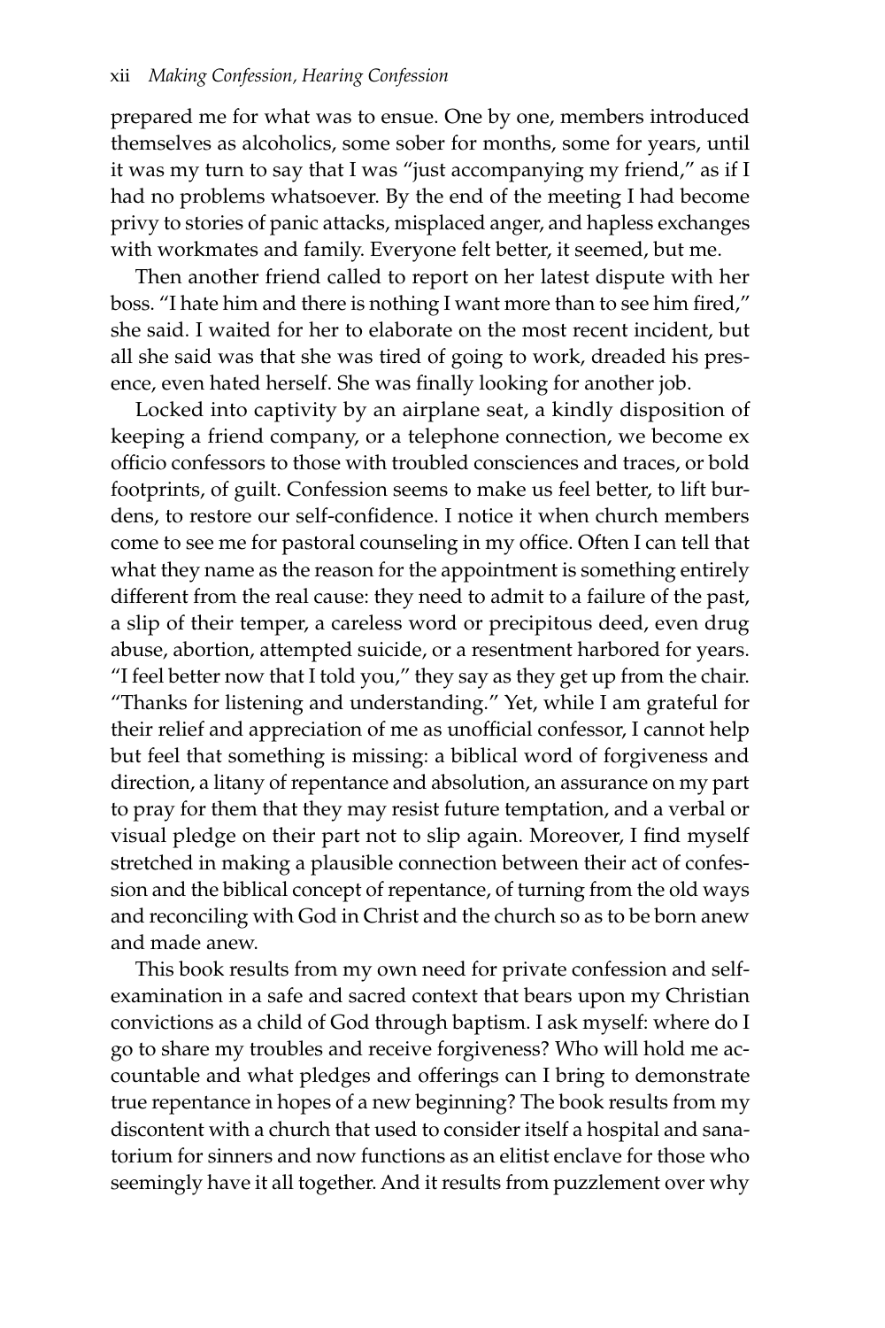prepared me for what was to ensue. One by one, members introduced themselves as alcoholics, some sober for months, some for years, until it was my turn to say that I was "just accompanying my friend," as if I had no problems whatsoever. By the end of the meeting I had become privy to stories of panic attacks, misplaced anger, and hapless exchanges with workmates and family. Everyone felt better, it seemed, but me.

Then another friend called to report on her latest dispute with her boss. "I hate him and there is nothing I want more than to see him fired," she said. I waited for her to elaborate on the most recent incident, but all she said was that she was tired of going to work, dreaded his presence, even hated herself. She was finally looking for another job.

Locked into captivity by an airplane seat, a kindly disposition of keeping a friend company, or a telephone connection, we become ex officio confessors to those with troubled consciences and traces, or bold footprints, of guilt. Confession seems to make us feel better, to lift burdens, to restore our self-confidence. I notice it when church members come to see me for pastoral counseling in my office. Often I can tell that what they name as the reason for the appointment is something entirely different from the real cause: they need to admit to a failure of the past, a slip of their temper, a careless word or precipitous deed, even drug abuse, abortion, attempted suicide, or a resentment harbored for years. "I feel better now that I told you," they say as they get up from the chair. "Thanks for listening and understanding." Yet, while I am grateful for their relief and appreciation of me as unofficial confessor, I cannot help but feel that something is missing: a biblical word of forgiveness and direction, a litany of repentance and absolution, an assurance on my part to pray for them that they may resist future temptation, and a verbal or visual pledge on their part not to slip again. Moreover, I find myself stretched in making a plausible connection between their act of confession and the biblical concept of repentance, of turning from the old ways and reconciling with God in Christ and the church so as to be born anew and made anew.

This book results from my own need for private confession and self-examination in a safe and sacred context that bears upon my Christian convictions as a child of God through baptism. I ask myself: where do I go to share my troubles and receive forgiveness? Who will hold me accountable and what pledges and offerings can I bring to demonstrate true repentance in hopes of a new beginning? The book results from my discontent with a church that used to consider itself a hospital and sanatorium for sinners and now functions as an elitist enclave for those who seemingly have it all together. And it results from puzzlement over why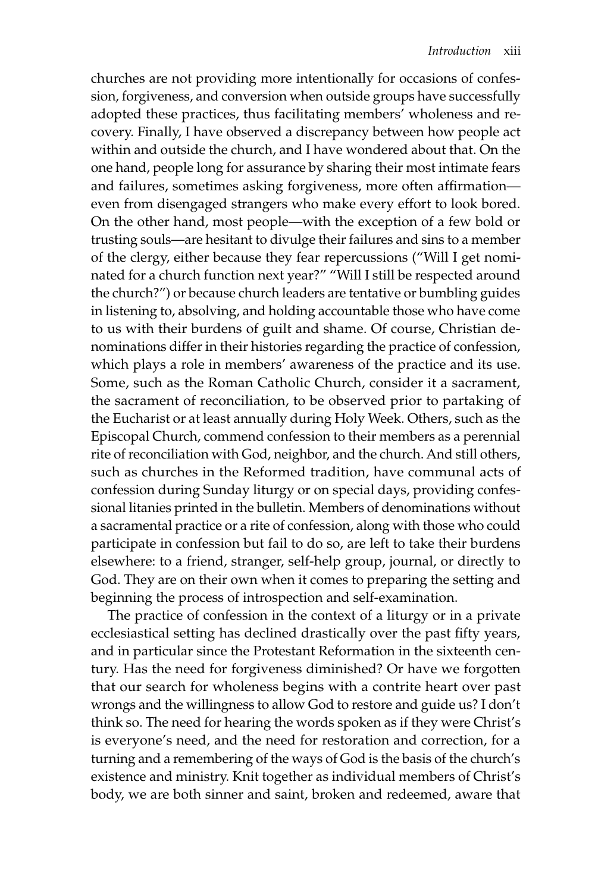churches are not providing more intentionally for occasions of confession, forgiveness, and conversion when outside groups have successfully adopted these practices, thus facilitating members' wholeness and recovery. Finally, I have observed a discrepancy between how people act within and outside the church, and I have wondered about that. On the one hand, people long for assurance by sharing their most intimate fears and failures, sometimes asking forgiveness, more often affirmation—even from disengaged strangers who make every effort to look bored. On the other hand, most people—with the exception of a few bold or trusting souls—are hesitant to divulge their failures and sins to a member of the clergy, either because they fear repercussions ("Will I get nominated for a church function next year?" "Will I still be respected around the church?") or because church leaders are tentative or bumbling guides in listening to, absolving, and holding accountable those who have come to us with their burdens of guilt and shame. Of course, Christian denominations differ in their histories regarding the practice of confession, which plays a role in members' awareness of the practice and its use. Some, such as the Roman Catholic Church, consider it a sacrament, the sacrament of reconciliation, to be observed prior to partaking of the Eucharist or at least annually during Holy Week. Others, such as the Episcopal Church, commend confession to their members as a perennial rite of reconciliation with God, neighbor, and the church. And still others, such as churches in the Reformed tradition, have communal acts of confession during Sunday liturgy or on special days, providing confessional litanies printed in the bulletin. Members of denominations without a sacramental practice or a rite of confession, along with those who could participate in confession but fail to do so, are left to take their burdens elsewhere: to a friend, stranger, self-help group, journal, or directly to God. They are on their own when it comes to preparing the setting and beginning the process of introspection and self-examination.

The practice of confession in the context of a liturgy or in a private ecclesiastical setting has declined drastically over the past fifty years, and in particular since the Protestant Reformation in the sixteenth century. Has the need for forgiveness diminished? Or have we forgotten that our search for wholeness begins with a contrite heart over past wrongs and the willingness to allow God to restore and guide us? I don't think so. The need for hearing the words spoken as if they were Christ's is everyone's need, and the need for restoration and correction, for a turning and a remembering of the ways of God is the basis of the church's existence and ministry. Knit together as individual members of Christ's body, we are both sinner and saint, broken and redeemed, aware that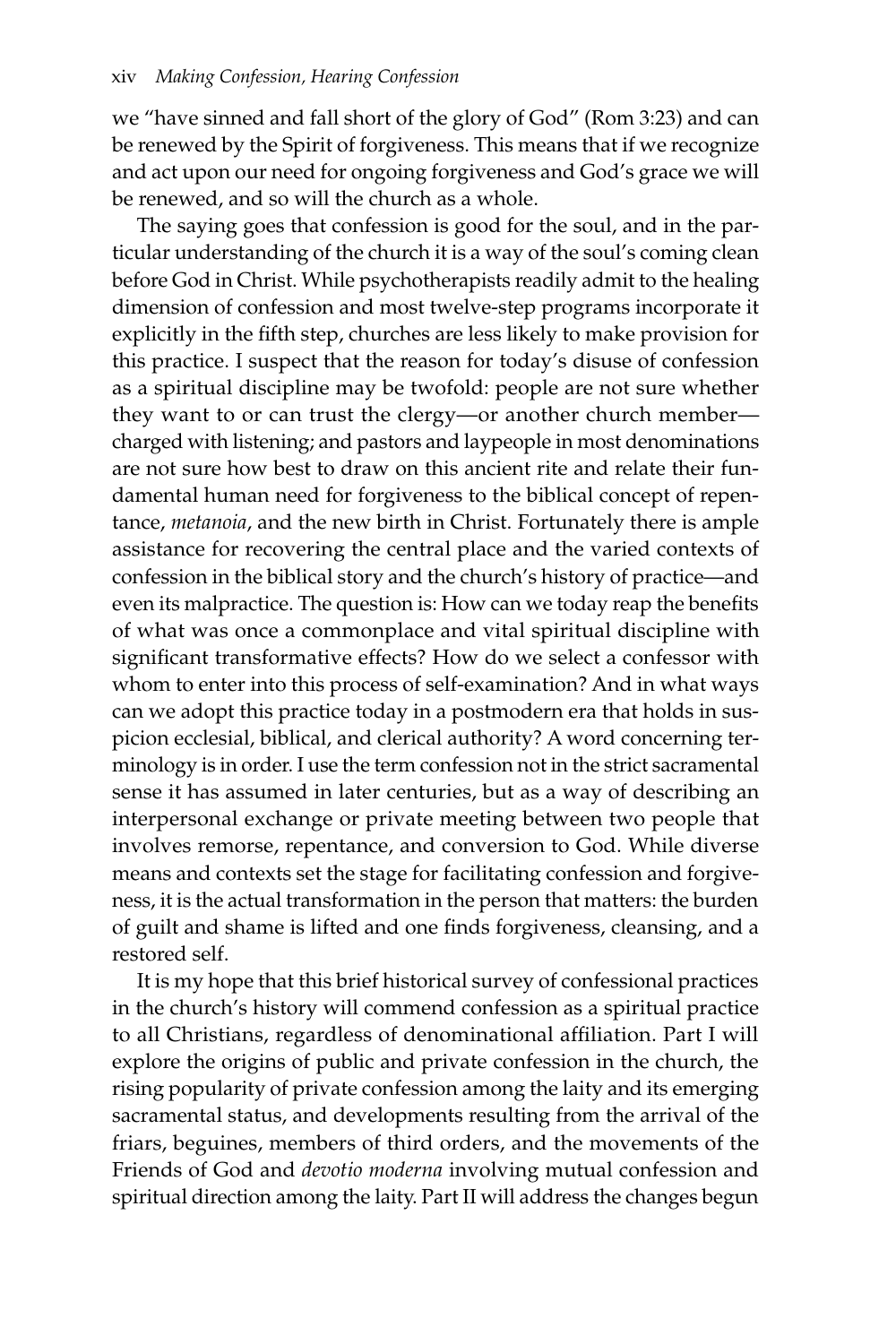we "have sinned and fall short of the glory of God" (Rom 3:23) and can be renewed by the Spirit of forgiveness. This means that if we recognize and act upon our need for ongoing forgiveness and God's grace we will be renewed, and so will the church as a whole.

The saying goes that confession is good for the soul, and in the particular understanding of the church it is a way of the soul's coming clean before God in Christ. While psychotherapists readily admit to the healing dimension of confession and most twelve-step programs incorporate it explicitly in the fifth step, churches are less likely to make provision for this practice. I suspect that the reason for today's disuse of confession as a spiritual discipline may be twofold: people are not sure whether they want to or can trust the clergy—or another church member—charged with listening; and pastors and laypeople in most denominations are not sure how best to draw on this ancient rite and relate their fundamental human need for forgiveness to the biblical concept of repentance, *metanoia*, and the new birth in Christ. Fortunately there is ample assistance for recovering the central place and the varied contexts of confession in the biblical story and the church's history of practice—and even its malpractice. The question is: How can we today reap the benefits of what was once a commonplace and vital spiritual discipline with significant transformative effects? How do we select a confessor with whom to enter into this process of self-examination? And in what ways can we adopt this practice today in a postmodern era that holds in suspicion ecclesial, biblical, and clerical authority? A word concerning terminology is in order. I use the term confession not in the strict sacramental sense it has assumed in later centuries, but as a way of describing an interpersonal exchange or private meeting between two people that involves remorse, repentance, and conversion to God. While diverse means and contexts set the stage for facilitating confession and forgiveness, it is the actual transformation in the person that matters: the burden of guilt and shame is lifted and one finds forgiveness, cleansing, and a restored self.

It is my hope that this brief historical survey of confessional practices in the church's history will commend confession as a spiritual practice to all Christians, regardless of denominational affiliation. Part I will explore the origins of public and private confession in the church, the rising popularity of private confession among the laity and its emerging sacramental status, and developments resulting from the arrival of the friars, beguines, members of third orders, and the movements of the Friends of God and *devotio moderna* involving mutual confession and spiritual direction among the laity. Part II will address the changes begun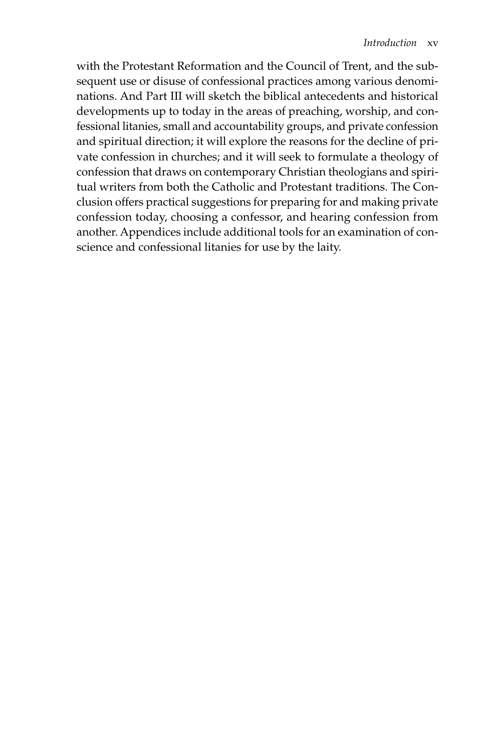with the Protestant Reformation and the Council of Trent, and the subsequent use or disuse of confessional practices among various denominations. And Part III will sketch the biblical antecedents and historical developments up to today in the areas of preaching, worship, and confessional litanies, small and accountability groups, and private confession and spiritual direction; it will explore the reasons for the decline of private confession in churches; and it will seek to formulate a theology of confession that draws on contemporary Christian theologians and spiritual writers from both the Catholic and Protestant traditions. The Conclusion offers practical suggestions for preparing for and making private confession today, choosing a confessor, and hearing confession from another. Appendices include additional tools for an examination of conscience and confessional litanies for use by the laity.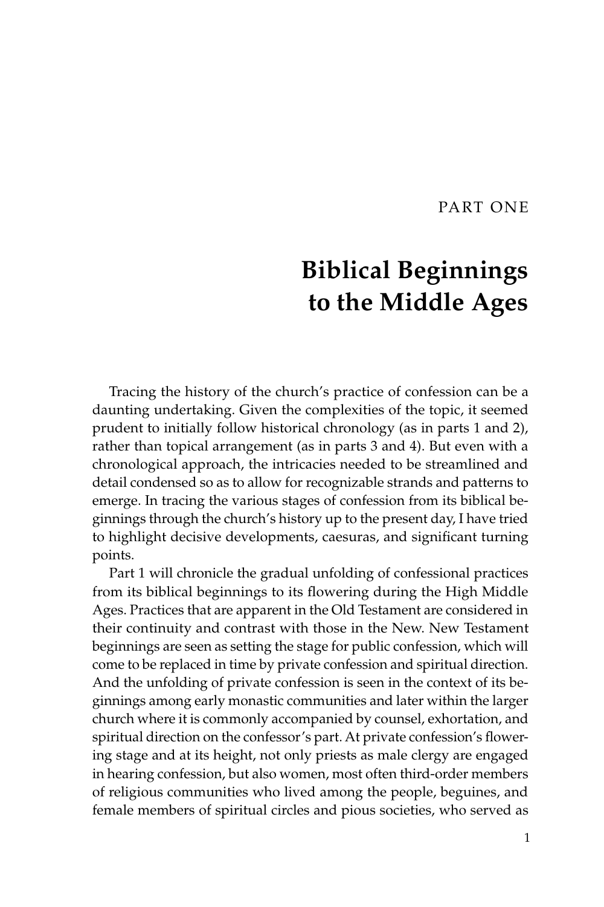PART ONE

# Biblical Beginnings to the Middle Ages

Tracing the history of the church's practice of confession can be a daunting undertaking. Given the complexities of the topic, it seemed prudent to initially follow historical chronology (as in parts 1 and 2), rather than topical arrangement (as in parts 3 and 4). But even with a chronological approach, the intricacies needed to be streamlined and detail condensed so as to allow for recognizable strands and patterns to emerge. In tracing the various stages of confession from its biblical beginnings through the church's history up to the present day, I have tried to highlight decisive developments, caesuras, and significant turning points.

Part 1 will chronicle the gradual unfolding of confessional practices from its biblical beginnings to its flowering during the High Middle Ages. Practices that are apparent in the Old Testament are considered in their continuity and contrast with those in the New. New Testament beginnings are seen as setting the stage for public confession, which will come to be replaced in time by private confession and spiritual direction. And the unfolding of private confession is seen in the context of its beginnings among early monastic communities and later within the larger church where it is commonly accompanied by counsel, exhortation, and spiritual direction on the confessor's part. At private confession's flowering stage and at its height, not only priests as male clergy are engaged in hearing confession, but also women, most often third-order members of religious communities who lived among the people, beguines, and female members of spiritual circles and pious societies, who served as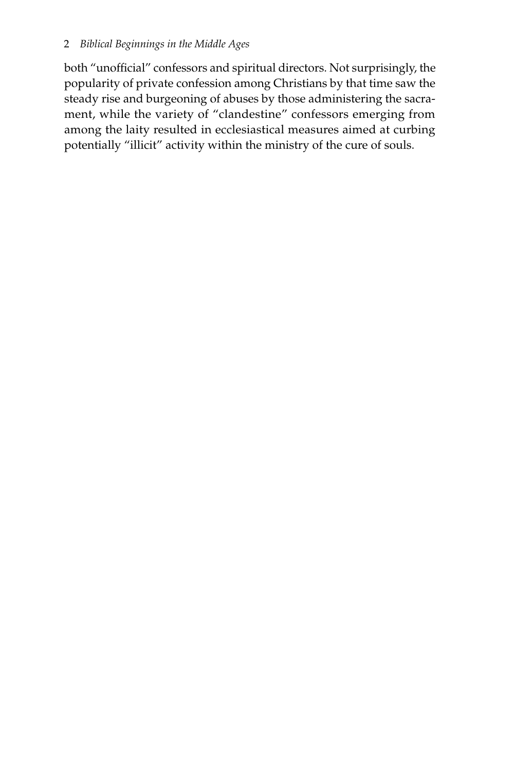both "unofficial" confessors and spiritual directors. Not surprisingly, the popularity of private confession among Christians by that time saw the steady rise and burgeoning of abuses by those administering the sacrament, while the variety of "clandestine" confessors emerging from among the laity resulted in ecclesiastical measures aimed at curbing potentially "illicit" activity within the ministry of the cure of souls.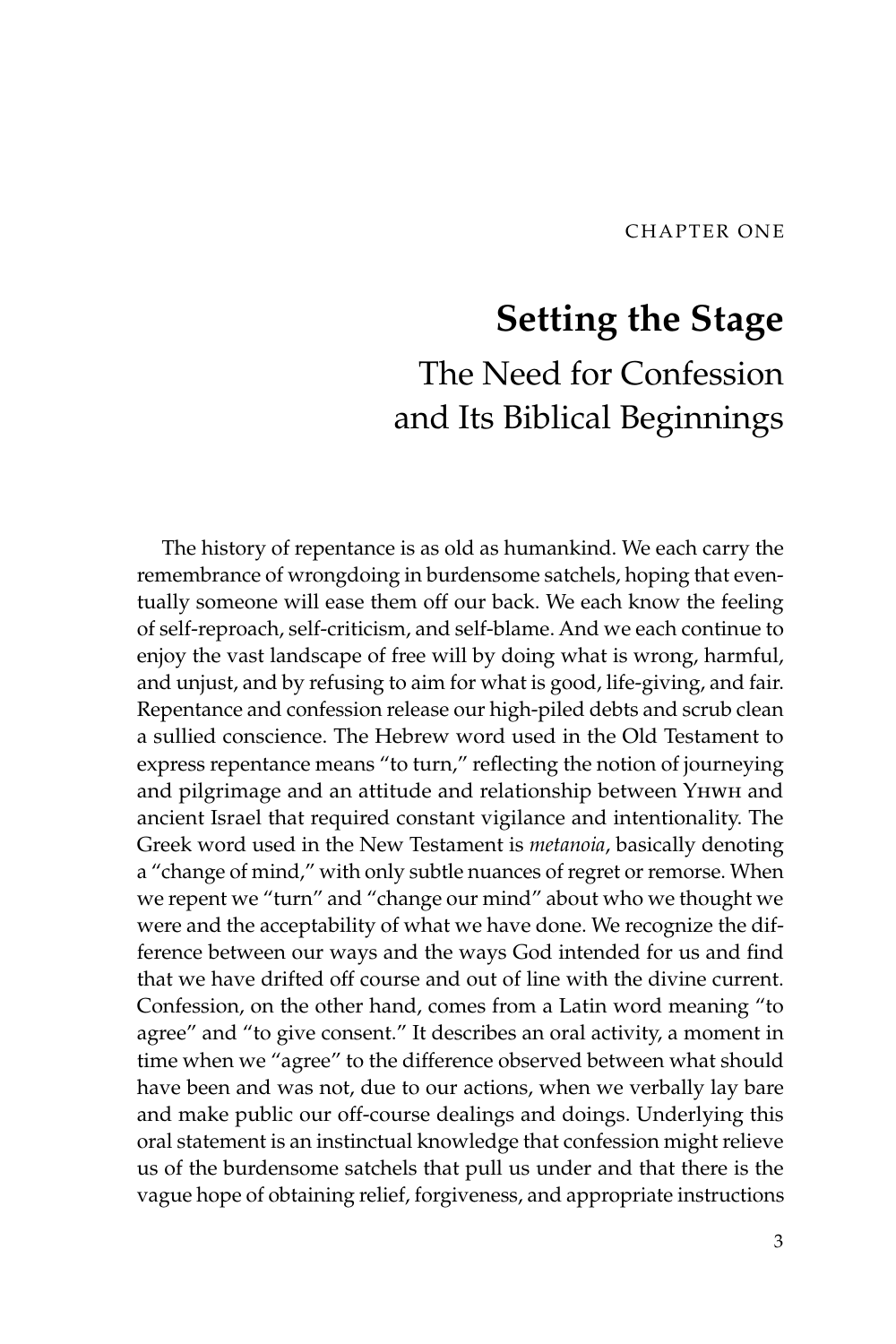CHAPTER ONE

# Setting the Stage

## The Need for Confession and Its Biblical Beginnings

The history of repentance is as old as humankind. We each carry the remembrance of wrongdoing in burdensome satchels, hoping that eventually someone will ease them off our back. We each know the feeling of self-reproach, self-criticism, and self-blame. And we each continue to enjoy the vast landscape of free will by doing what is wrong, harmful, and unjust, and by refusing to aim for what is good, life-giving, and fair. Repentance and confession release our high-piled debts and scrub clean a sullied conscience. The Hebrew word used in the Old Testament to express repentance means "to turn," reflecting the notion of journeying and pilgrimage and an attitude and relationship between YHWH and ancient Israel that required constant vigilance and intentionality. The Greek word used in the New Testament is *metanoia*, basically denoting a "change of mind," with only subtle nuances of regret or remorse. When we repent we "turn" and "change our mind" about who we thought we were and the acceptability of what we have done. We recognize the difference between our ways and the ways God intended for us and find that we have drifted off course and out of line with the divine current. Confession, on the other hand, comes from a Latin word meaning "to agree" and "to give consent." It describes an oral activity, a moment in time when we "agree" to the difference observed between what should have been and was not, due to our actions, when we verbally lay bare and make public our off-course dealings and doings. Underlying this oral statement is an instinctual knowledge that confession might relieve us of the burdensome satchels that pull us under and that there is the vague hope of obtaining relief, forgiveness, and appropriate instructions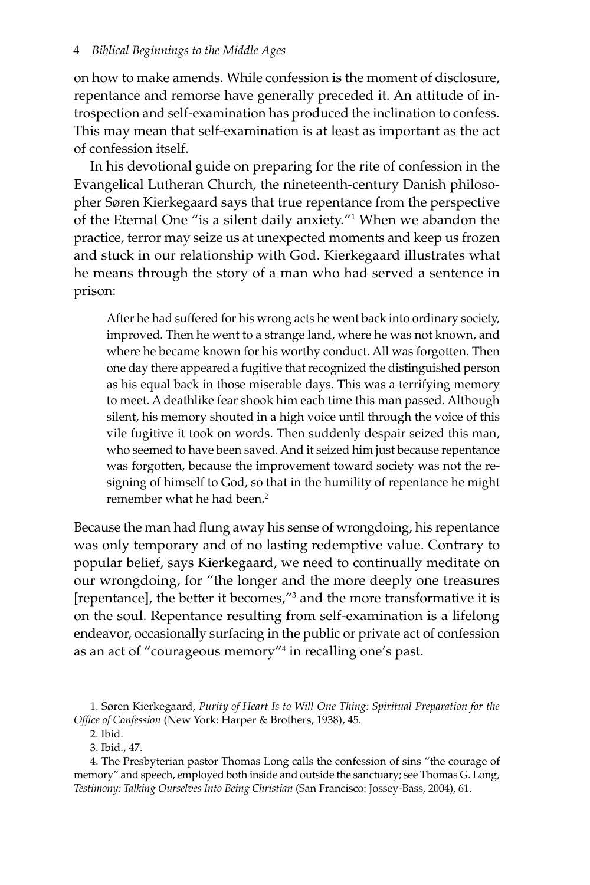on how to make amends. While confession is the moment of disclosure, repentance and remorse have generally preceded it. An attitude of introspection and self-examination has produced the inclination to confess. This may mean that self-examination is at least as important as the act of confession itself.

In his devotional guide on preparing for the rite of confession in the Evangelical Lutheran Church, the nineteenth-century Danish philosopher Søren Kierkegaard says that true repentance from the perspective of the Eternal One "is a silent daily anxiety."[1] When we abandon the practice, terror may seize us at unexpected moments and keep us frozen and stuck in our relationship with God. Kierkegaard illustrates what he means through the story of a man who had served a sentence in prison:

> After he had suffered for his wrong acts he went back into ordinary society, improved. Then he went to a strange land, where he was not known, and where he became known for his worthy conduct. All was forgotten. Then one day there appeared a fugitive that recognized the distinguished person as his equal back in those miserable days. This was a terrifying memory to meet. A deathlike fear shook him each time this man passed. Although silent, his memory shouted in a high voice until through the voice of this vile fugitive it took on words. Then suddenly despair seized this man, who seemed to have been saved. And it seized him just because repentance was forgotten, because the improvement toward society was not the resigning of himself to God, so that in the humility of repentance he might remember what he had been.[2]

Because the man had flung away his sense of wrongdoing, his repentance was only temporary and of no lasting redemptive value. Contrary to popular belief, says Kierkegaard, we need to continually meditate on our wrongdoing, for "the longer and the more deeply one treasures [repentance], the better it becomes,"[3] and the more transformative it is on the soul. Repentance resulting from self-examination is a lifelong endeavor, occasionally surfacing in the public or private act of confession as an act of "courageous memory"[4] in recalling one's past.

1. Søren Kierkegaard, *Purity of Heart Is to Will One Thing: Spiritual Preparation for the Office of Confession* (New York: Harper & Brothers, 1938), 45.

2. Ibid.

3. Ibid., 47.

4. The Presbyterian pastor Thomas Long calls the confession of sins "the courage of memory" and speech, employed both inside and outside the sanctuary; see Thomas G. Long, *Testimony: Talking Ourselves Into Being Christian* (San Francisco: Jossey-Bass, 2004), 61.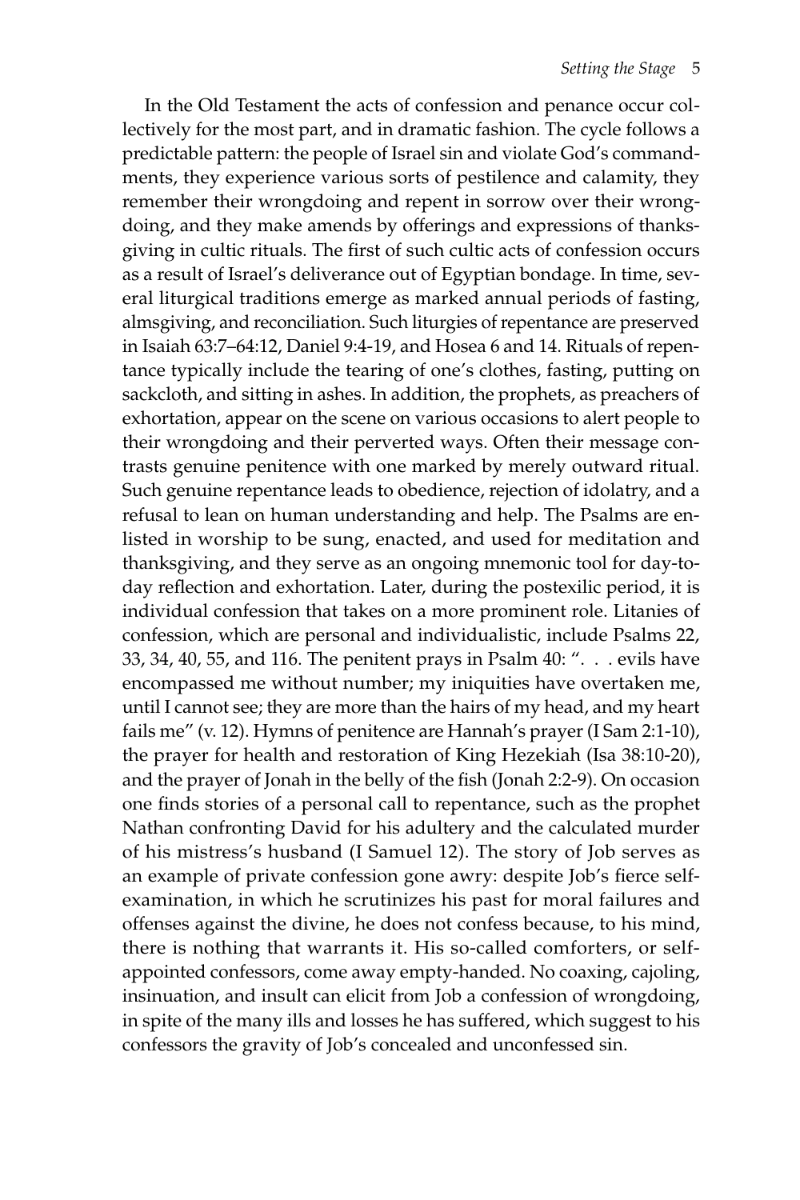In the Old Testament the acts of confession and penance occur collectively for the most part, and in dramatic fashion. The cycle follows a predictable pattern: the people of Israel sin and violate God's commandments, they experience various sorts of pestilence and calamity, they remember their wrongdoing and repent in sorrow over their wrongdoing, and they make amends by offerings and expressions of thanksgiving in cultic rituals. The first of such cultic acts of confession occurs as a result of Israel's deliverance out of Egyptian bondage. In time, several liturgical traditions emerge as marked annual periods of fasting, almsgiving, and reconciliation. Such liturgies of repentance are preserved in Isaiah 63:7–64:12, Daniel 9:4-19, and Hosea 6 and 14. Rituals of repentance typically include the tearing of one's clothes, fasting, putting on sackcloth, and sitting in ashes. In addition, the prophets, as preachers of exhortation, appear on the scene on various occasions to alert people to their wrongdoing and their perverted ways. Often their message contrasts genuine penitence with one marked by merely outward ritual. Such genuine repentance leads to obedience, rejection of idolatry, and a refusal to lean on human understanding and help. The Psalms are enlisted in worship to be sung, enacted, and used for meditation and thanksgiving, and they serve as an ongoing mnemonic tool for day-to-day reflection and exhortation. Later, during the postexilic period, it is individual confession that takes on a more prominent role. Litanies of confession, which are personal and individualistic, include Psalms 22, 33, 34, 40, 55, and 116. The penitent prays in Psalm 40: ". . . evils have encompassed me without number; my iniquities have overtaken me, until I cannot see; they are more than the hairs of my head, and my heart fails me" (v. 12). Hymns of penitence are Hannah's prayer (I Sam 2:1-10), the prayer for health and restoration of King Hezekiah (Isa 38:10-20), and the prayer of Jonah in the belly of the fish (Jonah 2:2-9). On occasion one finds stories of a personal call to repentance, such as the prophet Nathan confronting David for his adultery and the calculated murder of his mistress's husband (I Samuel 12). The story of Job serves as an example of private confession gone awry: despite Job's fierce self-examination, in which he scrutinizes his past for moral failures and offenses against the divine, he does not confess because, to his mind, there is nothing that warrants it. His so-called comforters, or self-appointed confessors, come away empty-handed. No coaxing, cajoling, insinuation, and insult can elicit from Job a confession of wrongdoing, in spite of the many ills and losses he has suffered, which suggest to his confessors the gravity of Job's concealed and unconfessed sin.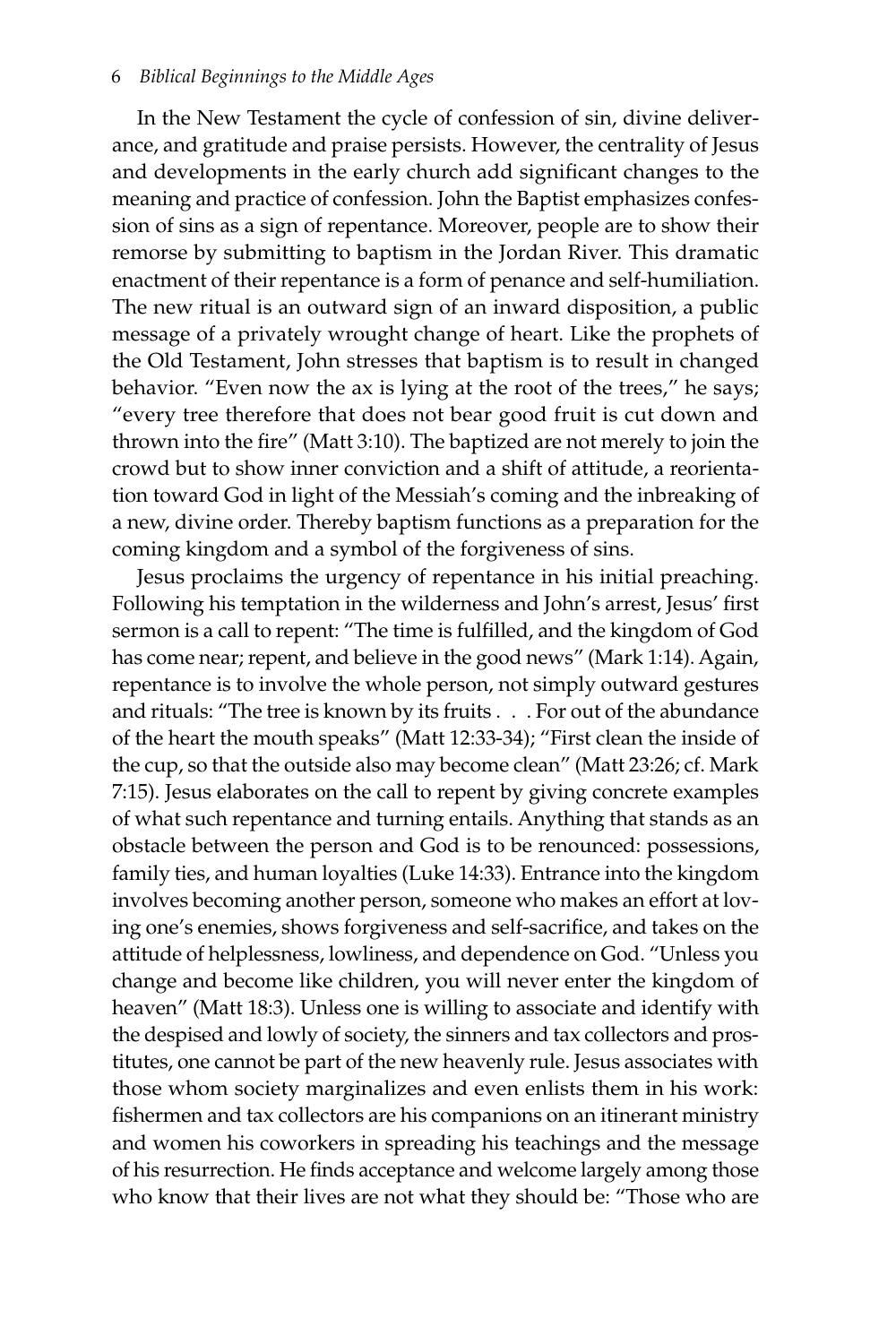In the New Testament the cycle of confession of sin, divine deliverance, and gratitude and praise persists. However, the centrality of Jesus and developments in the early church add significant changes to the meaning and practice of confession. John the Baptist emphasizes confession of sins as a sign of repentance. Moreover, people are to show their remorse by submitting to baptism in the Jordan River. This dramatic enactment of their repentance is a form of penance and self-humiliation. The new ritual is an outward sign of an inward disposition, a public message of a privately wrought change of heart. Like the prophets of the Old Testament, John stresses that baptism is to result in changed behavior. "Even now the ax is lying at the root of the trees," he says; "every tree therefore that does not bear good fruit is cut down and thrown into the fire" (Matt 3:10). The baptized are not merely to join the crowd but to show inner conviction and a shift of attitude, a reorientation toward God in light of the Messiah's coming and the inbreaking of a new, divine order. Thereby baptism functions as a preparation for the coming kingdom and a symbol of the forgiveness of sins.

Jesus proclaims the urgency of repentance in his initial preaching. Following his temptation in the wilderness and John's arrest, Jesus' first sermon is a call to repent: "The time is fulfilled, and the kingdom of God has come near; repent, and believe in the good news" (Mark 1:14). Again, repentance is to involve the whole person, not simply outward gestures and rituals: "The tree is known by its fruits . . . For out of the abundance of the heart the mouth speaks" (Matt 12:33-34); "First clean the inside of the cup, so that the outside also may become clean" (Matt 23:26; cf. Mark 7:15). Jesus elaborates on the call to repent by giving concrete examples of what such repentance and turning entails. Anything that stands as an obstacle between the person and God is to be renounced: possessions, family ties, and human loyalties (Luke 14:33). Entrance into the kingdom involves becoming another person, someone who makes an effort at loving one's enemies, shows forgiveness and self-sacrifice, and takes on the attitude of helplessness, lowliness, and dependence on God. "Unless you change and become like children, you will never enter the kingdom of heaven" (Matt 18:3). Unless one is willing to associate and identify with the despised and lowly of society, the sinners and tax collectors and prostitutes, one cannot be part of the new heavenly rule. Jesus associates with those whom society marginalizes and even enlists them in his work: fishermen and tax collectors are his companions on an itinerant ministry and women his coworkers in spreading his teachings and the message of his resurrection. He finds acceptance and welcome largely among those who know that their lives are not what they should be: "Those who are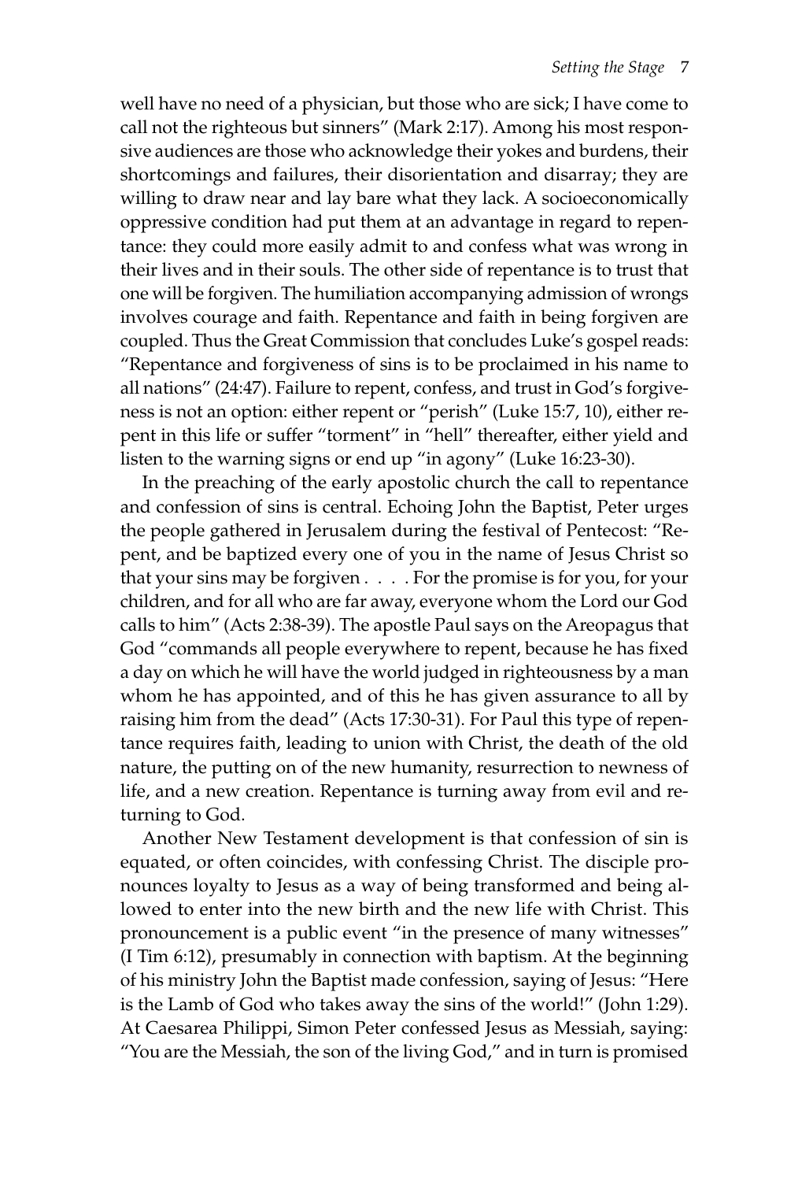well have no need of a physician, but those who are sick; I have come to call not the righteous but sinners" (Mark 2:17). Among his most responsive audiences are those who acknowledge their yokes and burdens, their shortcomings and failures, their disorientation and disarray; they are willing to draw near and lay bare what they lack. A socioeconomically oppressive condition had put them at an advantage in regard to repentance: they could more easily admit to and confess what was wrong in their lives and in their souls. The other side of repentance is to trust that one will be forgiven. The humiliation accompanying admission of wrongs involves courage and faith. Repentance and faith in being forgiven are coupled. Thus the Great Commission that concludes Luke's gospel reads: "Repentance and forgiveness of sins is to be proclaimed in his name to all nations" (24:47). Failure to repent, confess, and trust in God's forgiveness is not an option: either repent or "perish" (Luke 15:7, 10), either repent in this life or suffer "torment" in "hell" thereafter, either yield and listen to the warning signs or end up "in agony" (Luke 16:23-30).

In the preaching of the early apostolic church the call to repentance and confession of sins is central. Echoing John the Baptist, Peter urges the people gathered in Jerusalem during the festival of Pentecost: "Repent, and be baptized every one of you in the name of Jesus Christ so that your sins may be forgiven . . . . For the promise is for you, for your children, and for all who are far away, everyone whom the Lord our God calls to him" (Acts 2:38-39). The apostle Paul says on the Areopagus that God "commands all people everywhere to repent, because he has fixed a day on which he will have the world judged in righteousness by a man whom he has appointed, and of this he has given assurance to all by raising him from the dead" (Acts 17:30-31). For Paul this type of repentance requires faith, leading to union with Christ, the death of the old nature, the putting on of the new humanity, resurrection to newness of life, and a new creation. Repentance is turning away from evil and returning to God.

Another New Testament development is that confession of sin is equated, or often coincides, with confessing Christ. The disciple pronounces loyalty to Jesus as a way of being transformed and being allowed to enter into the new birth and the new life with Christ. This pronouncement is a public event "in the presence of many witnesses" (I Tim 6:12), presumably in connection with baptism. At the beginning of his ministry John the Baptist made confession, saying of Jesus: "Here is the Lamb of God who takes away the sins of the world!" (John 1:29). At Caesarea Philippi, Simon Peter confessed Jesus as Messiah, saying: "You are the Messiah, the son of the living God," and in turn is promised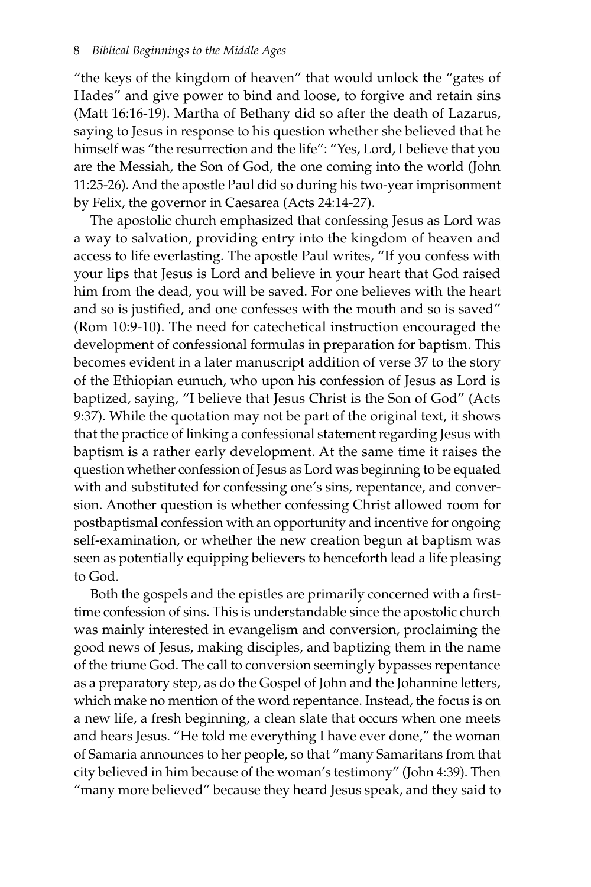"the keys of the kingdom of heaven" that would unlock the "gates of Hades" and give power to bind and loose, to forgive and retain sins (Matt 16:16-19). Martha of Bethany did so after the death of Lazarus, saying to Jesus in response to his question whether she believed that he himself was "the resurrection and the life": "Yes, Lord, I believe that you are the Messiah, the Son of God, the one coming into the world (John 11:25-26). And the apostle Paul did so during his two-year imprisonment by Felix, the governor in Caesarea (Acts 24:14-27).

The apostolic church emphasized that confessing Jesus as Lord was a way to salvation, providing entry into the kingdom of heaven and access to life everlasting. The apostle Paul writes, "If you confess with your lips that Jesus is Lord and believe in your heart that God raised him from the dead, you will be saved. For one believes with the heart and so is justified, and one confesses with the mouth and so is saved" (Rom 10:9-10). The need for catechetical instruction encouraged the development of confessional formulas in preparation for baptism. This becomes evident in a later manuscript addition of verse 37 to the story of the Ethiopian eunuch, who upon his confession of Jesus as Lord is baptized, saying, "I believe that Jesus Christ is the Son of God" (Acts 9:37). While the quotation may not be part of the original text, it shows that the practice of linking a confessional statement regarding Jesus with baptism is a rather early development. At the same time it raises the question whether confession of Jesus as Lord was beginning to be equated with and substituted for confessing one's sins, repentance, and conversion. Another question is whether confessing Christ allowed room for postbaptismal confession with an opportunity and incentive for ongoing self-examination, or whether the new creation begun at baptism was seen as potentially equipping believers to henceforth lead a life pleasing to God.

Both the gospels and the epistles are primarily concerned with a first-time confession of sins. This is understandable since the apostolic church was mainly interested in evangelism and conversion, proclaiming the good news of Jesus, making disciples, and baptizing them in the name of the triune God. The call to conversion seemingly bypasses repentance as a preparatory step, as do the Gospel of John and the Johannine letters, which make no mention of the word repentance. Instead, the focus is on a new life, a fresh beginning, a clean slate that occurs when one meets and hears Jesus. "He told me everything I have ever done," the woman of Samaria announces to her people, so that "many Samaritans from that city believed in him because of the woman's testimony" (John 4:39). Then "many more believed" because they heard Jesus speak, and they said to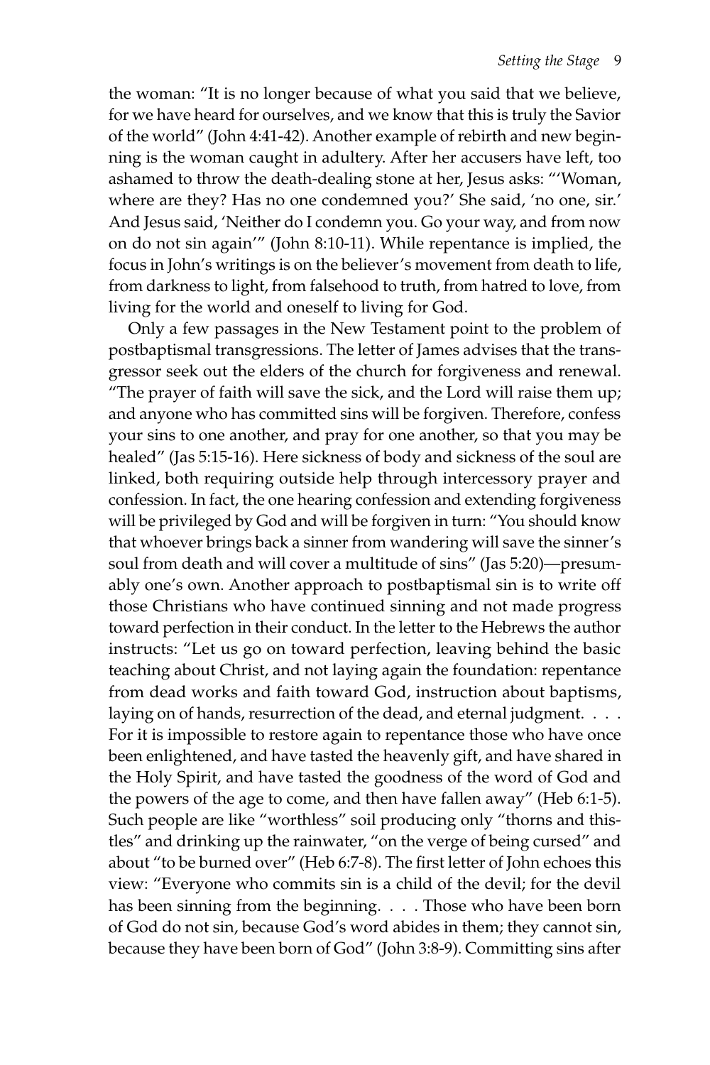the woman: "It is no longer because of what you said that we believe, for we have heard for ourselves, and we know that this is truly the Savior of the world" (John 4:41-42). Another example of rebirth and new beginning is the woman caught in adultery. After her accusers have left, too ashamed to throw the death-dealing stone at her, Jesus asks: "'Woman, where are they? Has no one condemned you?' She said, 'no one, sir.' And Jesus said, 'Neither do I condemn you. Go your way, and from now on do not sin again'" (John 8:10-11). While repentance is implied, the focus in John's writings is on the believer's movement from death to life, from darkness to light, from falsehood to truth, from hatred to love, from living for the world and oneself to living for God.

Only a few passages in the New Testament point to the problem of postbaptismal transgressions. The letter of James advises that the transgressor seek out the elders of the church for forgiveness and renewal. "The prayer of faith will save the sick, and the Lord will raise them up; and anyone who has committed sins will be forgiven. Therefore, confess your sins to one another, and pray for one another, so that you may be healed" (Jas 5:15-16). Here sickness of body and sickness of the soul are linked, both requiring outside help through intercessory prayer and confession. In fact, the one hearing confession and extending forgiveness will be privileged by God and will be forgiven in turn: "You should know that whoever brings back a sinner from wandering will save the sinner's soul from death and will cover a multitude of sins" (Jas 5:20)—presumably one's own. Another approach to postbaptismal sin is to write off those Christians who have continued sinning and not made progress toward perfection in their conduct. In the letter to the Hebrews the author instructs: "Let us go on toward perfection, leaving behind the basic teaching about Christ, and not laying again the foundation: repentance from dead works and faith toward God, instruction about baptisms, laying on of hands, resurrection of the dead, and eternal judgment. . . . For it is impossible to restore again to repentance those who have once been enlightened, and have tasted the heavenly gift, and have shared in the Holy Spirit, and have tasted the goodness of the word of God and the powers of the age to come, and then have fallen away" (Heb 6:1-5). Such people are like "worthless" soil producing only "thorns and thistles" and drinking up the rainwater, "on the verge of being cursed" and about "to be burned over" (Heb 6:7-8). The first letter of John echoes this view: "Everyone who commits sin is a child of the devil; for the devil has been sinning from the beginning. . . . Those who have been born of God do not sin, because God's word abides in them; they cannot sin, because they have been born of God" (John 3:8-9). Committing sins after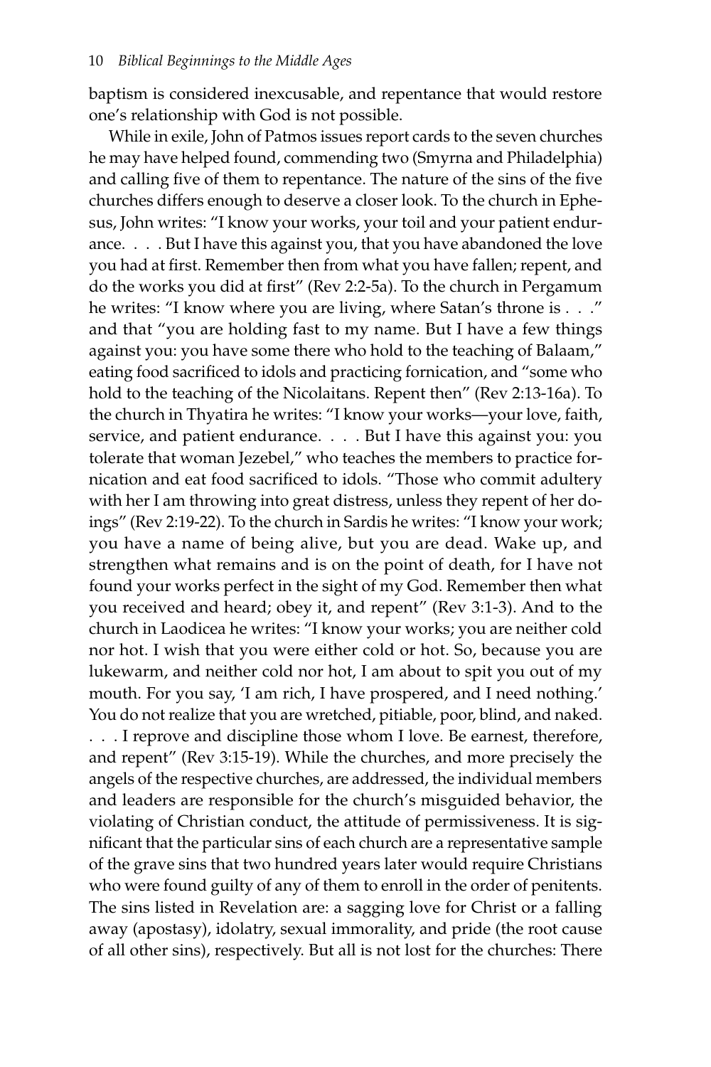baptism is considered inexcusable, and repentance that would restore one's relationship with God is not possible.

While in exile, John of Patmos issues report cards to the seven churches he may have helped found, commending two (Smyrna and Philadelphia) and calling five of them to repentance. The nature of the sins of the five churches differs enough to deserve a closer look. To the church in Ephesus, John writes: "I know your works, your toil and your patient endurance. . . . But I have this against you, that you have abandoned the love you had at first. Remember then from what you have fallen; repent, and do the works you did at first" (Rev 2:2-5a). To the church in Pergamum he writes: "I know where you are living, where Satan's throne is . . ." and that "you are holding fast to my name. But I have a few things against you: you have some there who hold to the teaching of Balaam," eating food sacrificed to idols and practicing fornication, and "some who hold to the teaching of the Nicolaitans. Repent then" (Rev 2:13-16a). To the church in Thyatira he writes: "I know your works—your love, faith, service, and patient endurance. . . . But I have this against you: you tolerate that woman Jezebel," who teaches the members to practice fornication and eat food sacrificed to idols. "Those who commit adultery with her I am throwing into great distress, unless they repent of her doings" (Rev 2:19-22). To the church in Sardis he writes: "I know your work; you have a name of being alive, but you are dead. Wake up, and strengthen what remains and is on the point of death, for I have not found your works perfect in the sight of my God. Remember then what you received and heard; obey it, and repent" (Rev 3:1-3). And to the church in Laodicea he writes: "I know your works; you are neither cold nor hot. I wish that you were either cold or hot. So, because you are lukewarm, and neither cold nor hot, I am about to spit you out of my mouth. For you say, 'I am rich, I have prospered, and I need nothing.' You do not realize that you are wretched, pitiable, poor, blind, and naked. . . . I reprove and discipline those whom I love. Be earnest, therefore, and repent" (Rev 3:15-19). While the churches, and more precisely the angels of the respective churches, are addressed, the individual members and leaders are responsible for the church's misguided behavior, the violating of Christian conduct, the attitude of permissiveness. It is significant that the particular sins of each church are a representative sample of the grave sins that two hundred years later would require Christians who were found guilty of any of them to enroll in the order of penitents. The sins listed in Revelation are: a sagging love for Christ or a falling away (apostasy), idolatry, sexual immorality, and pride (the root cause of all other sins), respectively. But all is not lost for the churches: There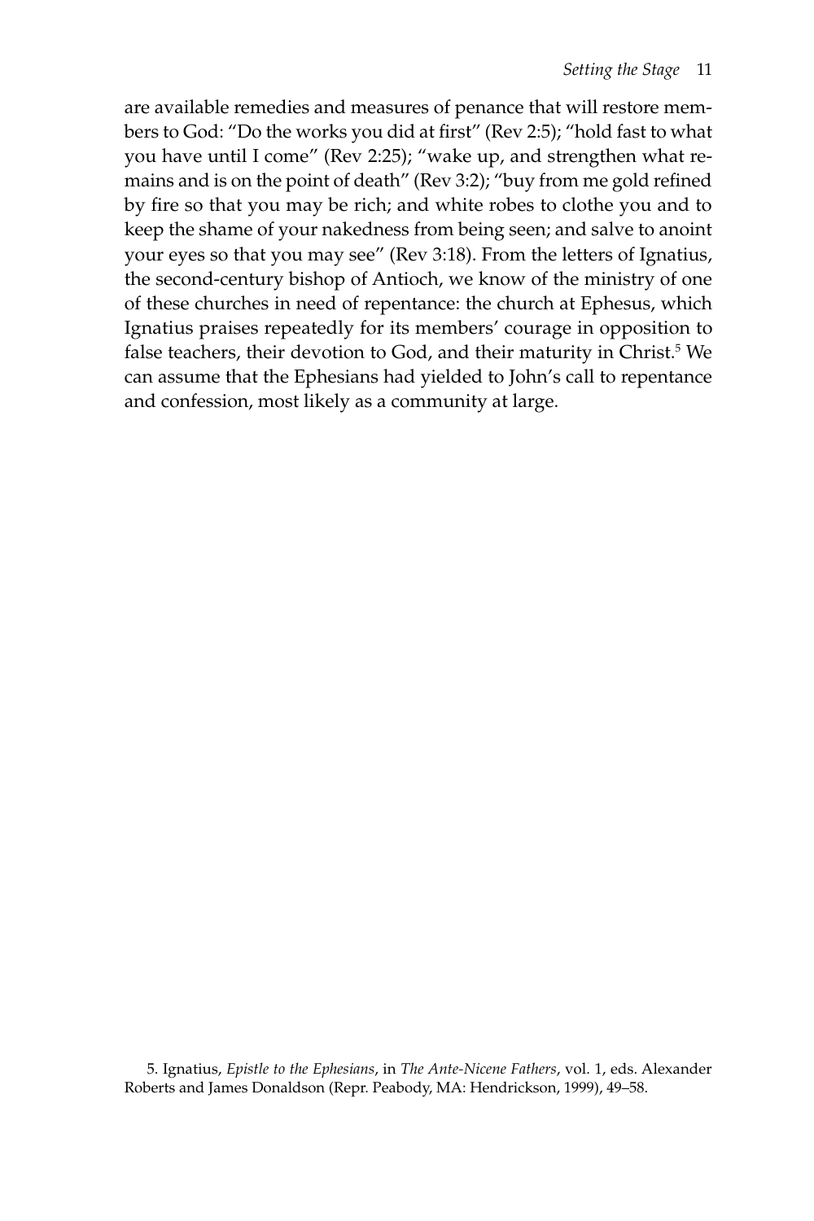are available remedies and measures of penance that will restore members to God: "Do the works you did at first" (Rev 2:5); "hold fast to what you have until I come" (Rev 2:25); "wake up, and strengthen what remains and is on the point of death" (Rev 3:2); "buy from me gold refined by fire so that you may be rich; and white robes to clothe you and to keep the shame of your nakedness from being seen; and salve to anoint your eyes so that you may see" (Rev 3:18). From the letters of Ignatius, the second-century bishop of Antioch, we know of the ministry of one of these churches in need of repentance: the church at Ephesus, which Ignatius praises repeatedly for its members' courage in opposition to false teachers, their devotion to God, and their maturity in Christ.[5] We can assume that the Ephesians had yielded to John's call to repentance and confession, most likely as a community at large.

5. Ignatius, *Epistle to the Ephesians*, in *The Ante-Nicene Fathers*, vol. 1, eds. Alexander Roberts and James Donaldson (Repr. Peabody, MA: Hendrickson, 1999), 49–58.